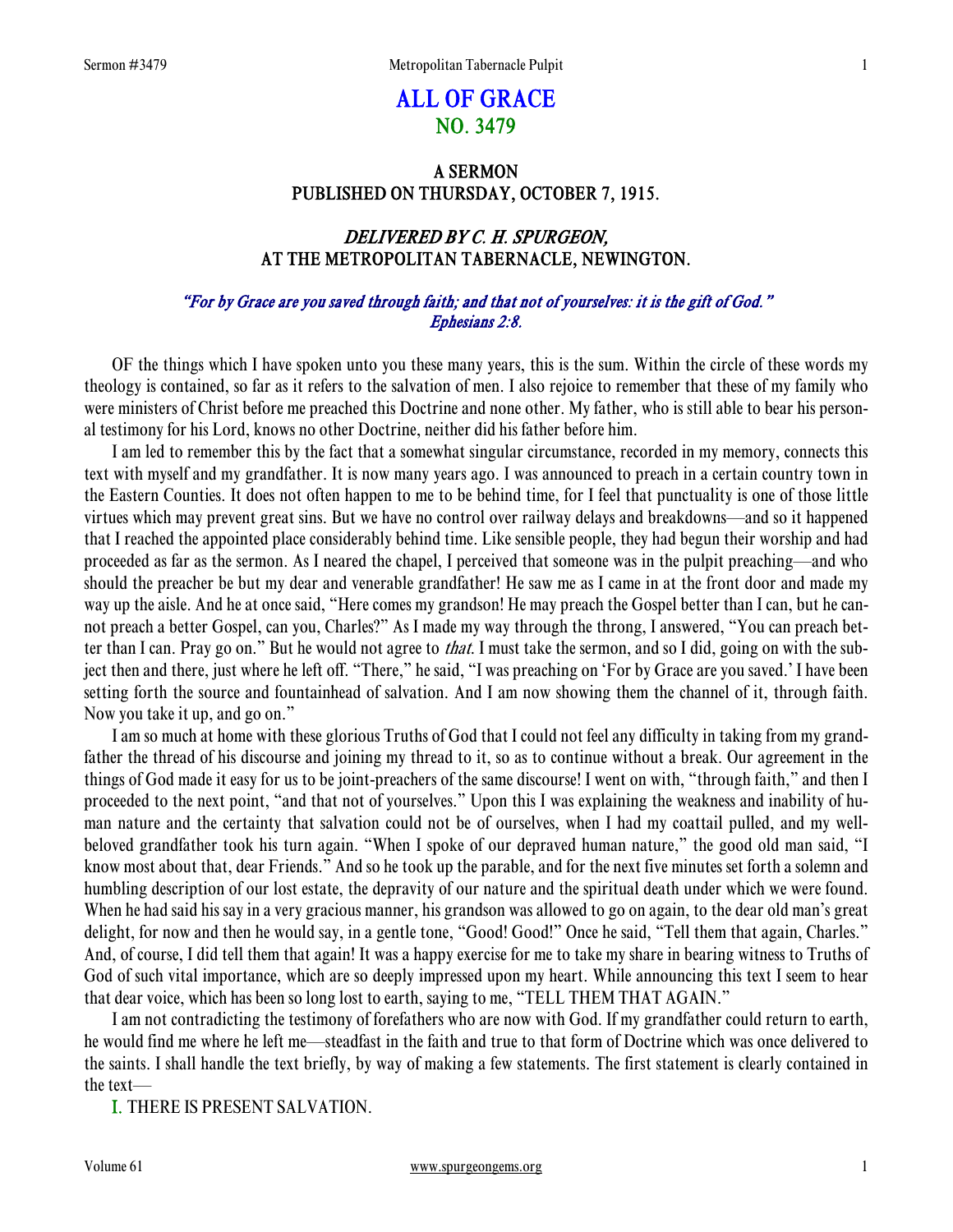# ALL OF GRACE
## NO. 3479

### A SERMON
### PUBLISHED ON THURSDAY, OCTOBER 7, 1915.

### *DELIVERED BY C. H. SPURGEON,*
### AT THE METROPOLITAN TABERNACLE, NEWINGTON.

*"For by Grace are you saved through faith; and that not of yourselves: it is the gift of God." Ephesians 2:8.*

OF the things which I have spoken unto you these many years, this is the sum. Within the circle of these words my theology is contained, so far as it refers to the salvation of men. I also rejoice to remember that these of my family who were ministers of Christ before me preached this Doctrine and none other. My father, who is still able to bear his personal testimony for his Lord, knows no other Doctrine, neither did his father before him.

I am led to remember this by the fact that a somewhat singular circumstance, recorded in my memory, connects this text with myself and my grandfather. It is now many years ago. I was announced to preach in a certain country town in the Eastern Counties. It does not often happen to me to be behind time, for I feel that punctuality is one of those little virtues which may prevent great sins. But we have no control over railway delays and breakdowns—and so it happened that I reached the appointed place considerably behind time. Like sensible people, they had begun their worship and had proceeded as far as the sermon. As I neared the chapel, I perceived that someone was in the pulpit preaching—and who should the preacher be but my dear and venerable grandfather! He saw me as I came in at the front door and made my way up the aisle. And he at once said, "Here comes my grandson! He may preach the Gospel better than I can, but he cannot preach a better Gospel, can you, Charles?" As I made my way through the throng, I answered, "You can preach better than I can. Pray go on." But he would not agree to *that*. I must take the sermon, and so I did, going on with the subject then and there, just where he left off. "There," he said, "I was preaching on 'For by Grace are you saved.' I have been setting forth the source and fountainhead of salvation. And I am now showing them the channel of it, through faith. Now you take it up, and go on."

I am so much at home with these glorious Truths of God that I could not feel any difficulty in taking from my grandfather the thread of his discourse and joining my thread to it, so as to continue without a break. Our agreement in the things of God made it easy for us to be joint-preachers of the same discourse! I went on with, "through faith," and then I proceeded to the next point, "and that not of yourselves." Upon this I was explaining the weakness and inability of human nature and the certainty that salvation could not be of ourselves, when I had my coattail pulled, and my well-beloved grandfather took his turn again. "When I spoke of our depraved human nature," the good old man said, "I know most about that, dear Friends." And so he took up the parable, and for the next five minutes set forth a solemn and humbling description of our lost estate, the depravity of our nature and the spiritual death under which we were found. When he had said his say in a very gracious manner, his grandson was allowed to go on again, to the dear old man's great delight, for now and then he would say, in a gentle tone, "Good! Good!" Once he said, "Tell them that again, Charles." And, of course, I did tell them that again! It was a happy exercise for me to take my share in bearing witness to Truths of God of such vital importance, which are so deeply impressed upon my heart. While announcing this text I seem to hear that dear voice, which has been so long lost to earth, saying to me, "TELL THEM THAT AGAIN."

I am not contradicting the testimony of forefathers who are now with God. If my grandfather could return to earth, he would find me where he left me—steadfast in the faith and true to that form of Doctrine which was once delivered to the saints. I shall handle the text briefly, by way of making a few statements. The first statement is clearly contained in the text—

I. THERE IS PRESENT SALVATION.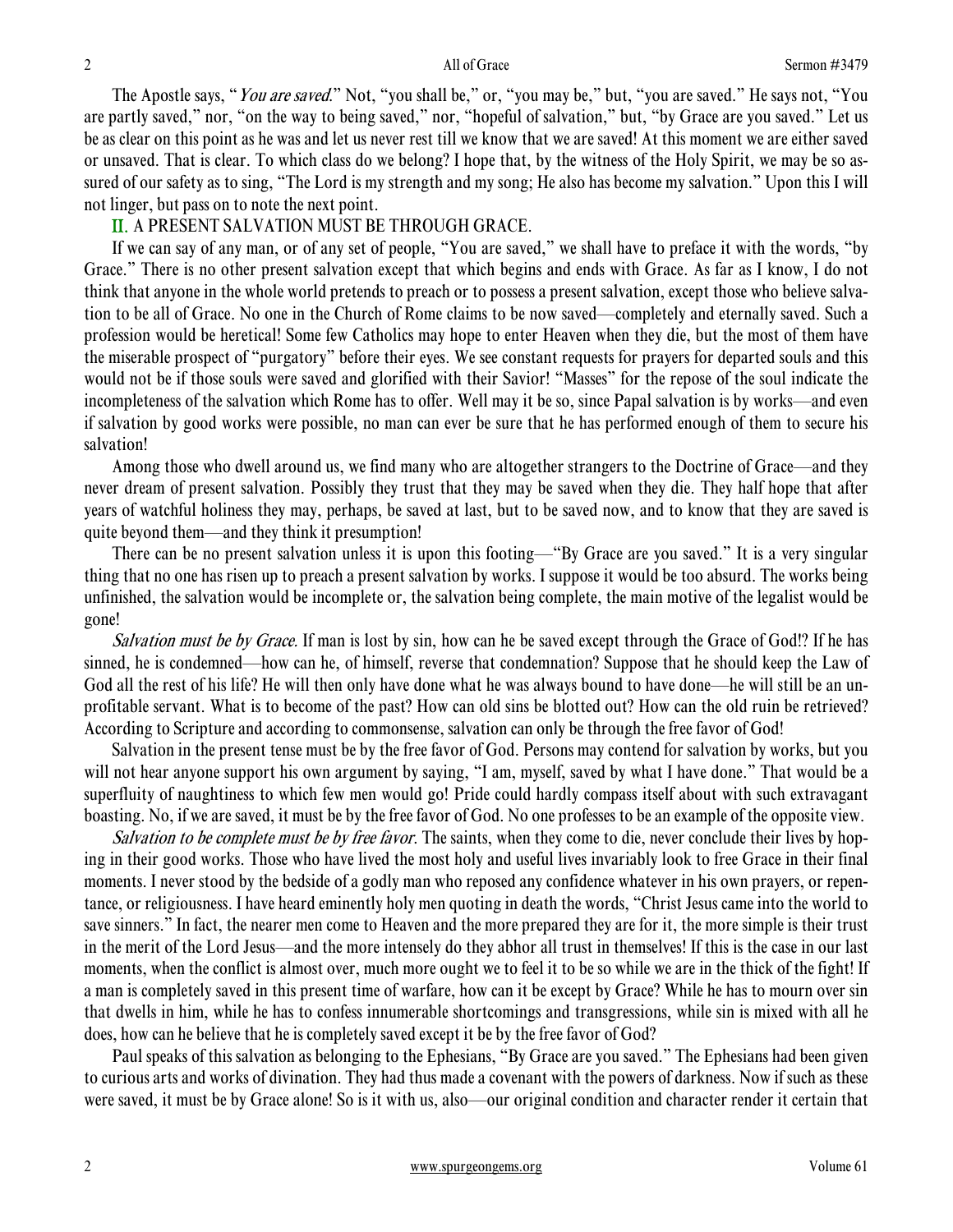The Apostle says, "*You are saved*." Not, "you shall be," or, "you may be," but, "you are saved." He says not, "You are partly saved," nor, "on the way to being saved," nor, "hopeful of salvation," but, "by Grace are you saved." Let us be as clear on this point as he was and let us never rest till we know that we are saved! At this moment we are either saved or unsaved. That is clear. To which class do we belong? I hope that, by the witness of the Holy Spirit, we may be so assured of our safety as to sing, "The Lord is my strength and my song; He also has become my salvation." Upon this I will not linger, but pass on to note the next point.

II. A PRESENT SALVATION MUST BE THROUGH GRACE.

If we can say of any man, or of any set of people, "You are saved," we shall have to preface it with the words, "by Grace." There is no other present salvation except that which begins and ends with Grace. As far as I know, I do not think that anyone in the whole world pretends to preach or to possess a present salvation, except those who believe salvation to be all of Grace. No one in the Church of Rome claims to be now saved—completely and eternally saved. Such a profession would be heretical! Some few Catholics may hope to enter Heaven when they die, but the most of them have the miserable prospect of "purgatory" before their eyes. We see constant requests for prayers for departed souls and this would not be if those souls were saved and glorified with their Savior! "Masses" for the repose of the soul indicate the incompleteness of the salvation which Rome has to offer. Well may it be so, since Papal salvation is by works—and even if salvation by good works were possible, no man can ever be sure that he has performed enough of them to secure his salvation!

Among those who dwell around us, we find many who are altogether strangers to the Doctrine of Grace—and they never dream of present salvation. Possibly they trust that they may be saved when they die. They half hope that after years of watchful holiness they may, perhaps, be saved at last, but to be saved now, and to know that they are saved is quite beyond them—and they think it presumption!

There can be no present salvation unless it is upon this footing—"By Grace are you saved." It is a very singular thing that no one has risen up to preach a present salvation by works. I suppose it would be too absurd. The works being unfinished, the salvation would be incomplete or, the salvation being complete, the main motive of the legalist would be gone!

*Salvation must be by Grace.* If man is lost by sin, how can he be saved except through the Grace of God!? If he has sinned, he is condemned—how can he, of himself, reverse that condemnation? Suppose that he should keep the Law of God all the rest of his life? He will then only have done what he was always bound to have done—he will still be an unprofitable servant. What is to become of the past? How can old sins be blotted out? How can the old ruin be retrieved? According to Scripture and according to commonsense, salvation can only be through the free favor of God!

Salvation in the present tense must be by the free favor of God. Persons may contend for salvation by works, but you will not hear anyone support his own argument by saying, "I am, myself, saved by what I have done." That would be a superfluity of naughtiness to which few men would go! Pride could hardly compass itself about with such extravagant boasting. No, if we are saved, it must be by the free favor of God. No one professes to be an example of the opposite view.

*Salvation to be complete must be by free favor.* The saints, when they come to die, never conclude their lives by hoping in their good works. Those who have lived the most holy and useful lives invariably look to free Grace in their final moments. I never stood by the bedside of a godly man who reposed any confidence whatever in his own prayers, or repentance, or religiousness. I have heard eminently holy men quoting in death the words, "Christ Jesus came into the world to save sinners." In fact, the nearer men come to Heaven and the more prepared they are for it, the more simple is their trust in the merit of the Lord Jesus—and the more intensely do they abhor all trust in themselves! If this is the case in our last moments, when the conflict is almost over, much more ought we to feel it to be so while we are in the thick of the fight! If a man is completely saved in this present time of warfare, how can it be except by Grace? While he has to mourn over sin that dwells in him, while he has to confess innumerable shortcomings and transgressions, while sin is mixed with all he does, how can he believe that he is completely saved except it be by the free favor of God?

Paul speaks of this salvation as belonging to the Ephesians, "By Grace are you saved." The Ephesians had been given to curious arts and works of divination. They had thus made a covenant with the powers of darkness. Now if such as these were saved, it must be by Grace alone! So is it with us, also—our original condition and character render it certain that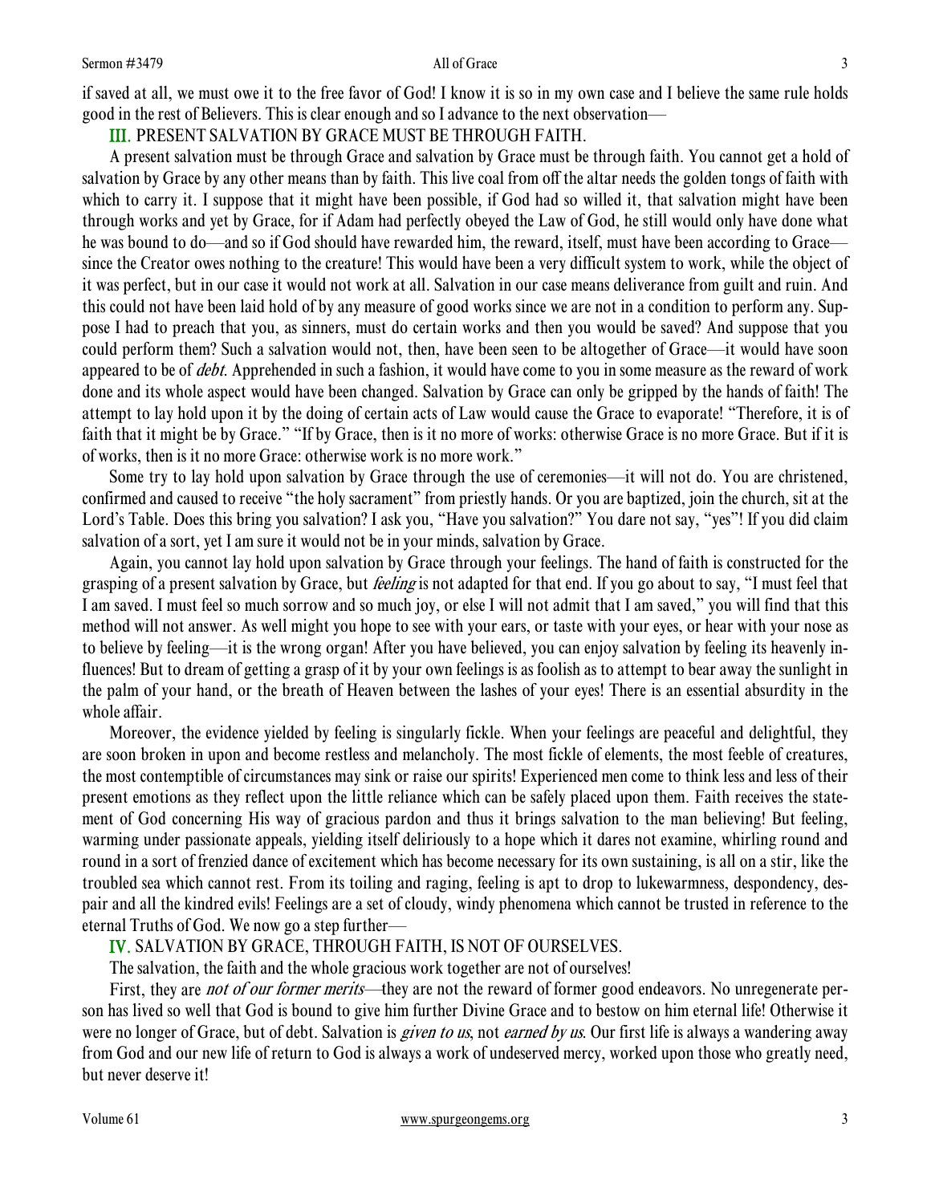if saved at all, we must owe it to the free favor of God! I know it is so in my own case and I believe the same rule holds good in the rest of Believers. This is clear enough and so I advance to the next observation—

## III. PRESENT SALVATION BY GRACE MUST BE THROUGH FAITH.

A present salvation must be through Grace and salvation by Grace must be through faith. You cannot get a hold of salvation by Grace by any other means than by faith. This live coal from off the altar needs the golden tongs of faith with which to carry it. I suppose that it might have been possible, if God had so willed it, that salvation might have been through works and yet by Grace, for if Adam had perfectly obeyed the Law of God, he still would only have done what he was bound to do—and so if God should have rewarded him, the reward, itself, must have been according to Grace—since the Creator owes nothing to the creature! This would have been a very difficult system to work, while the object of it was perfect, but in our case it would not work at all. Salvation in our case means deliverance from guilt and ruin. And this could not have been laid hold of by any measure of good works since we are not in a condition to perform any. Suppose I had to preach that you, as sinners, must do certain works and then you would be saved? And suppose that you could perform them? Such a salvation would not, then, have been seen to be altogether of Grace—it would have soon appeared to be of *debt*. Apprehended in such a fashion, it would have come to you in some measure as the reward of work done and its whole aspect would have been changed. Salvation by Grace can only be gripped by the hands of faith! The attempt to lay hold upon it by the doing of certain acts of Law would cause the Grace to evaporate! "Therefore, it is of faith that it might be by Grace." "If by Grace, then is it no more of works: otherwise Grace is no more Grace. But if it is of works, then is it no more Grace: otherwise work is no more work."

Some try to lay hold upon salvation by Grace through the use of ceremonies—it will not do. You are christened, confirmed and caused to receive "the holy sacrament" from priestly hands. Or you are baptized, join the church, sit at the Lord's Table. Does this bring you salvation? I ask you, "Have you salvation?" You dare not say, "yes"! If you did claim salvation of a sort, yet I am sure it would not be in your minds, salvation by Grace.

Again, you cannot lay hold upon salvation by Grace through your feelings. The hand of faith is constructed for the grasping of a present salvation by Grace, but *feeling* is not adapted for that end. If you go about to say, "I must feel that I am saved. I must feel so much sorrow and so much joy, or else I will not admit that I am saved," you will find that this method will not answer. As well might you hope to see with your ears, or taste with your eyes, or hear with your nose as to believe by feeling—it is the wrong organ! After you have believed, you can enjoy salvation by feeling its heavenly influences! But to dream of getting a grasp of it by your own feelings is as foolish as to attempt to bear away the sunlight in the palm of your hand, or the breath of Heaven between the lashes of your eyes! There is an essential absurdity in the whole affair.

Moreover, the evidence yielded by feeling is singularly fickle. When your feelings are peaceful and delightful, they are soon broken in upon and become restless and melancholy. The most fickle of elements, the most feeble of creatures, the most contemptible of circumstances may sink or raise our spirits! Experienced men come to think less and less of their present emotions as they reflect upon the little reliance which can be safely placed upon them. Faith receives the statement of God concerning His way of gracious pardon and thus it brings salvation to the man believing! But feeling, warming under passionate appeals, yielding itself deliriously to a hope which it dares not examine, whirling round and round in a sort of frenzied dance of excitement which has become necessary for its own sustaining, is all on a stir, like the troubled sea which cannot rest. From its toiling and raging, feeling is apt to drop to lukewarmness, despondency, despair and all the kindred evils! Feelings are a set of cloudy, windy phenomena which cannot be trusted in reference to the eternal Truths of God. We now go a step further—

## IV. SALVATION BY GRACE, THROUGH FAITH, IS NOT OF OURSELVES.

The salvation, the faith and the whole gracious work together are not of ourselves!

First, they are *not of our former merits*—they are not the reward of former good endeavors. No unregenerate person has lived so well that God is bound to give him further Divine Grace and to bestow on him eternal life! Otherwise it were no longer of Grace, but of debt. Salvation is *given to us*, not *earned by us*. Our first life is always a wandering away from God and our new life of return to God is always a work of undeserved mercy, worked upon those who greatly need, but never deserve it!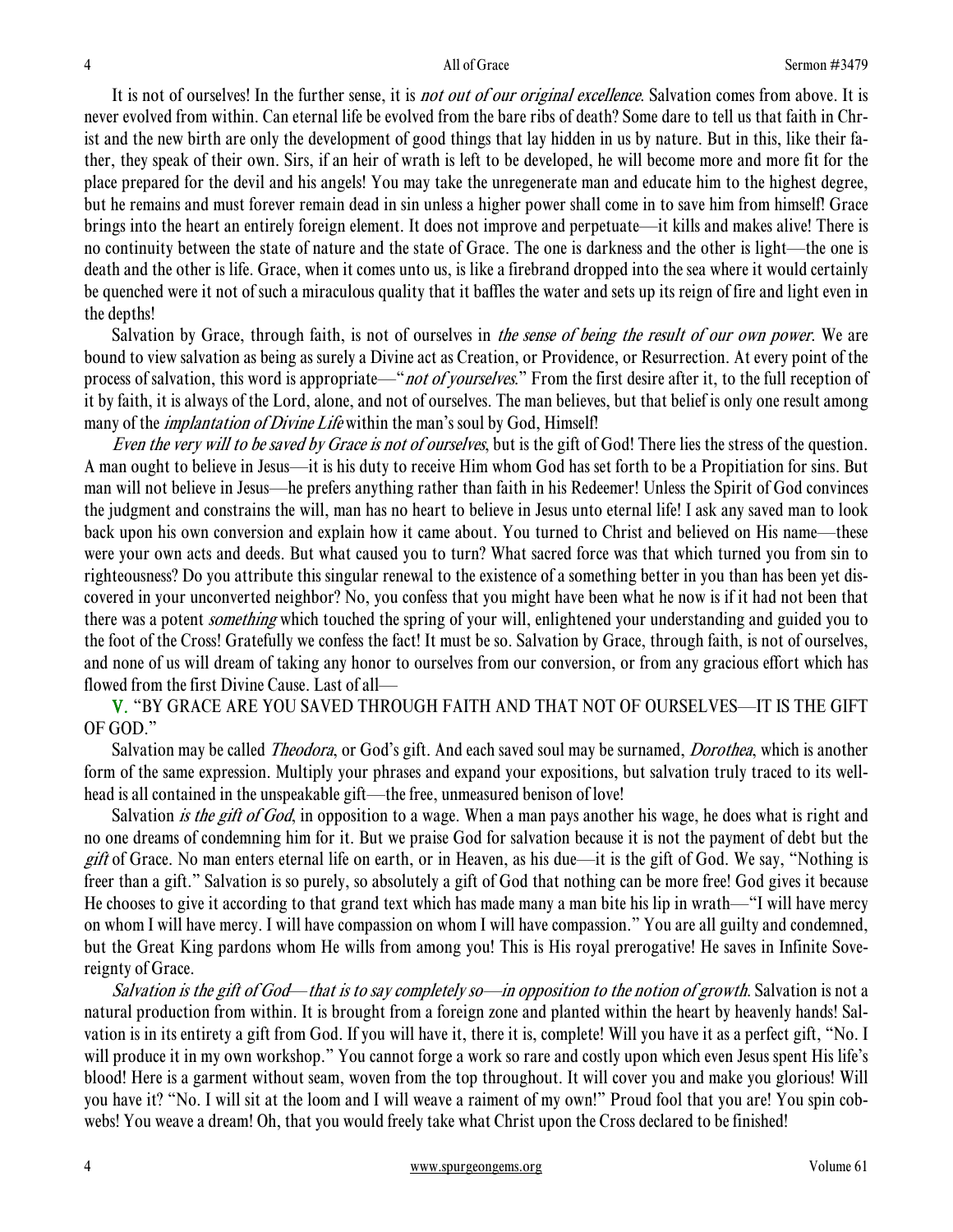It is not of ourselves! In the further sense, it is *not out of our original excellence*. Salvation comes from above. It is never evolved from within. Can eternal life be evolved from the bare ribs of death? Some dare to tell us that faith in Christ and the new birth are only the development of good things that lay hidden in us by nature. But in this, like their father, they speak of their own. Sirs, if an heir of wrath is left to be developed, he will become more and more fit for the place prepared for the devil and his angels! You may take the unregenerate man and educate him to the highest degree, but he remains and must forever remain dead in sin unless a higher power shall come in to save him from himself! Grace brings into the heart an entirely foreign element. It does not improve and perpetuate—it kills and makes alive! There is no continuity between the state of nature and the state of Grace. The one is darkness and the other is light—the one is death and the other is life. Grace, when it comes unto us, is like a firebrand dropped into the sea where it would certainly be quenched were it not of such a miraculous quality that it baffles the water and sets up its reign of fire and light even in the depths!

Salvation by Grace, through faith, is not of ourselves in *the sense of being the result of our own power*. We are bound to view salvation as being as surely a Divine act as Creation, or Providence, or Resurrection. At every point of the process of salvation, this word is appropriate—"*not of yourselves*." From the first desire after it, to the full reception of it by faith, it is always of the Lord, alone, and not of ourselves. The man believes, but that belief is only one result among many of the *implantation of Divine Life* within the man's soul by God, Himself!

*Even the very will to be saved by Grace is not of ourselves*, but is the gift of God! There lies the stress of the question. A man ought to believe in Jesus—it is his duty to receive Him whom God has set forth to be a Propitiation for sins. But man will not believe in Jesus—he prefers anything rather than faith in his Redeemer! Unless the Spirit of God convinces the judgment and constrains the will, man has no heart to believe in Jesus unto eternal life! I ask any saved man to look back upon his own conversion and explain how it came about. You turned to Christ and believed on His name—these were your own acts and deeds. But what caused you to turn? What sacred force was that which turned you from sin to righteousness? Do you attribute this singular renewal to the existence of a something better in you than has been yet discovered in your unconverted neighbor? No, you confess that you might have been what he now is if it had not been that there was a potent *something* which touched the spring of your will, enlightened your understanding and guided you to the foot of the Cross! Gratefully we confess the fact! It must be so. Salvation by Grace, through faith, is not of ourselves, and none of us will dream of taking any honor to ourselves from our conversion, or from any gracious effort which has flowed from the first Divine Cause. Last of all—

**V.** "BY GRACE ARE YOU SAVED THROUGH FAITH AND THAT NOT OF OURSELVES—IT IS THE GIFT OF GOD."

Salvation may be called *Theodora*, or God's gift. And each saved soul may be surnamed, *Dorothea*, which is another form of the same expression. Multiply your phrases and expand your expositions, but salvation truly traced to its well-head is all contained in the unspeakable gift—the free, unmeasured benison of love!

Salvation *is the gift of God*, in opposition to a wage. When a man pays another his wage, he does what is right and no one dreams of condemning him for it. But we praise God for salvation because it is not the payment of debt but the *gift* of Grace. No man enters eternal life on earth, or in Heaven, as his due—it is the gift of God. We say, "Nothing is freer than a gift." Salvation is so purely, so absolutely a gift of God that nothing can be more free! God gives it because He chooses to give it according to that grand text which has made many a man bite his lip in wrath—"I will have mercy on whom I will have mercy. I will have compassion on whom I will have compassion." You are all guilty and condemned, but the Great King pardons whom He wills from among you! This is His royal prerogative! He saves in Infinite Sovereignty of Grace.

*Salvation is the gift of God—that is to say completely so—in opposition to the notion of growth*. Salvation is not a natural production from within. It is brought from a foreign zone and planted within the heart by heavenly hands! Salvation is in its entirety a gift from God. If you will have it, there it is, complete! Will you have it as a perfect gift, "No. I will produce it in my own workshop." You cannot forge a work so rare and costly upon which even Jesus spent His life's blood! Here is a garment without seam, woven from the top throughout. It will cover you and make you glorious! Will you have it? "No. I will sit at the loom and I will weave a raiment of my own!" Proud fool that you are! You spin cobwebs! You weave a dream! Oh, that you would freely take what Christ upon the Cross declared to be finished!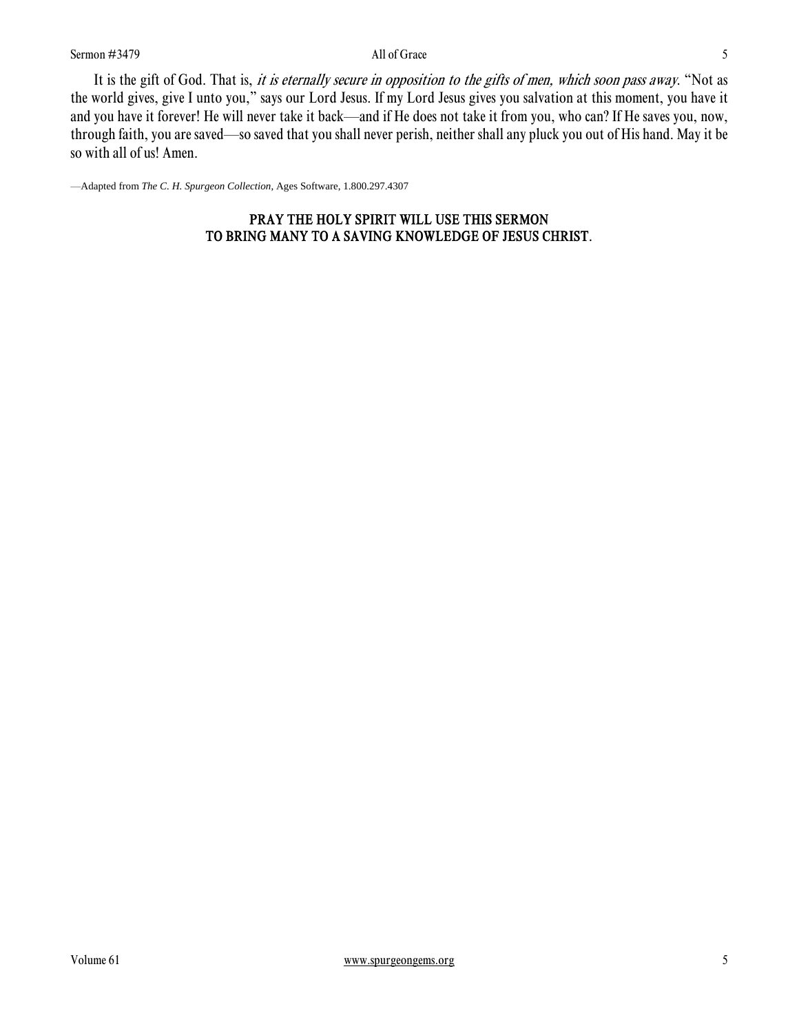It is the gift of God. That is, *it is eternally secure in opposition to the gifts of men, which soon pass away*. "Not as the world gives, give I unto you," says our Lord Jesus. If my Lord Jesus gives you salvation at this moment, you have it and you have it forever! He will never take it back—and if He does not take it from you, who can? If He saves you, now, through faith, you are saved—so saved that you shall never perish, neither shall any pluck you out of His hand. May it be so with all of us! Amen.

—Adapted from *The C. H. Spurgeon Collection*, Ages Software, 1.800.297.4307

**PRAY THE HOLY SPIRIT WILL USE THIS SERMON TO BRING MANY TO A SAVING KNOWLEDGE OF JESUS CHRIST.**